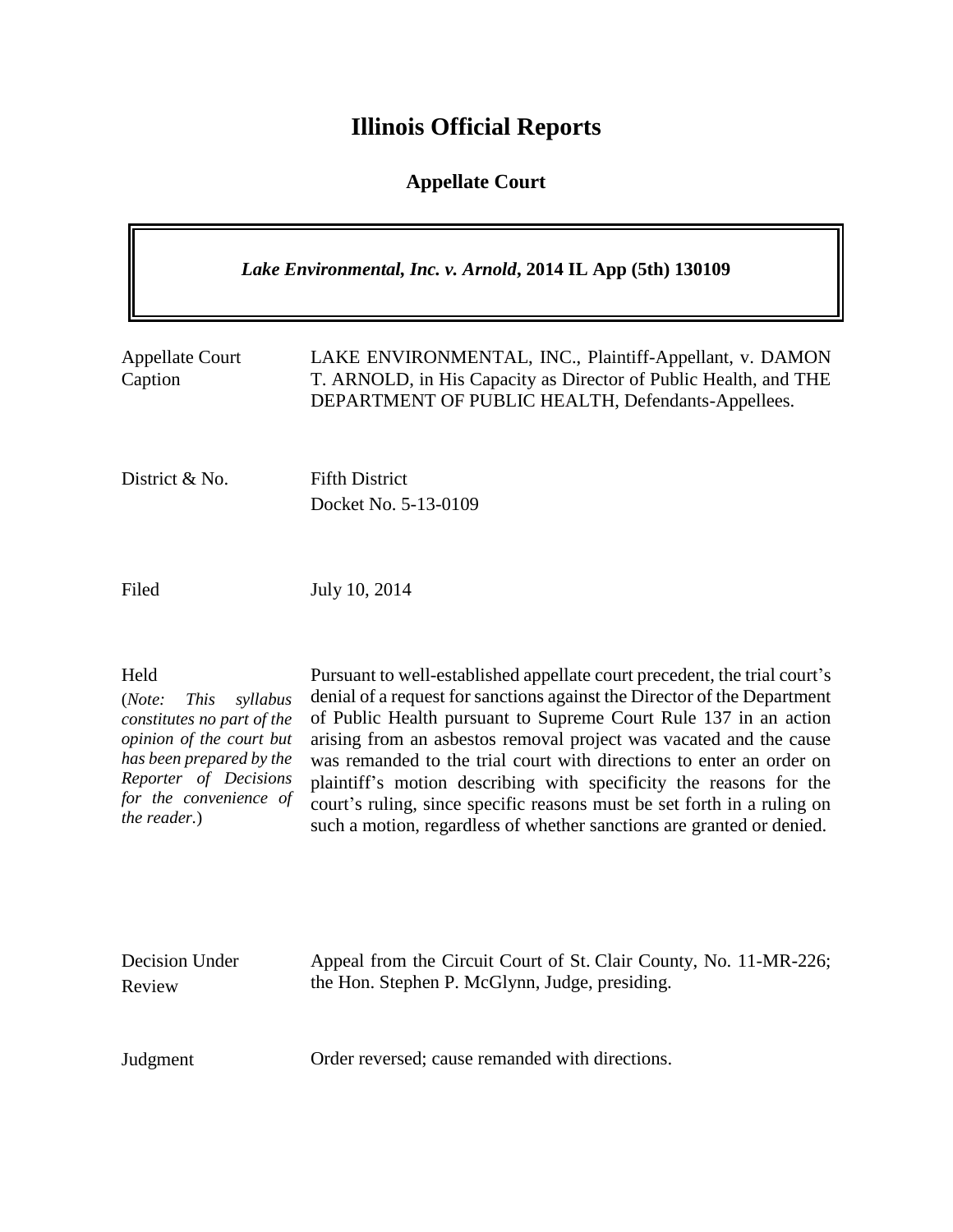# Illinois Official Reports

## Appellate Court

***Lake Environmental, Inc. v. Arnold*, 2014 IL App (5th) 130109**

| | |
|---|---|
| Appellate Court Caption | LAKE ENVIRONMENTAL, INC., Plaintiff-Appellant, v. DAMON T. ARNOLD, in His Capacity as Director of Public Health, and THE DEPARTMENT OF PUBLIC HEALTH, Defendants-Appellees. |
| District & No. | Fifth District<br>Docket No. 5-13-0109 |
| Filed | July 10, 2014 |
| Held<br>(*Note: This syllabus constitutes no part of the opinion of the court but has been prepared by the Reporter of Decisions for the convenience of the reader.*) | Pursuant to well-established appellate court precedent, the trial court's denial of a request for sanctions against the Director of the Department of Public Health pursuant to Supreme Court Rule 137 in an action arising from an asbestos removal project was vacated and the cause was remanded to the trial court with directions to enter an order on plaintiff's motion describing with specificity the reasons for the court's ruling, since specific reasons must be set forth in a ruling on such a motion, regardless of whether sanctions are granted or denied. |
| Decision Under Review | Appeal from the Circuit Court of St. Clair County, No. 11-MR-226; the Hon. Stephen P. McGlynn, Judge, presiding. |
| Judgment | Order reversed; cause remanded with directions. |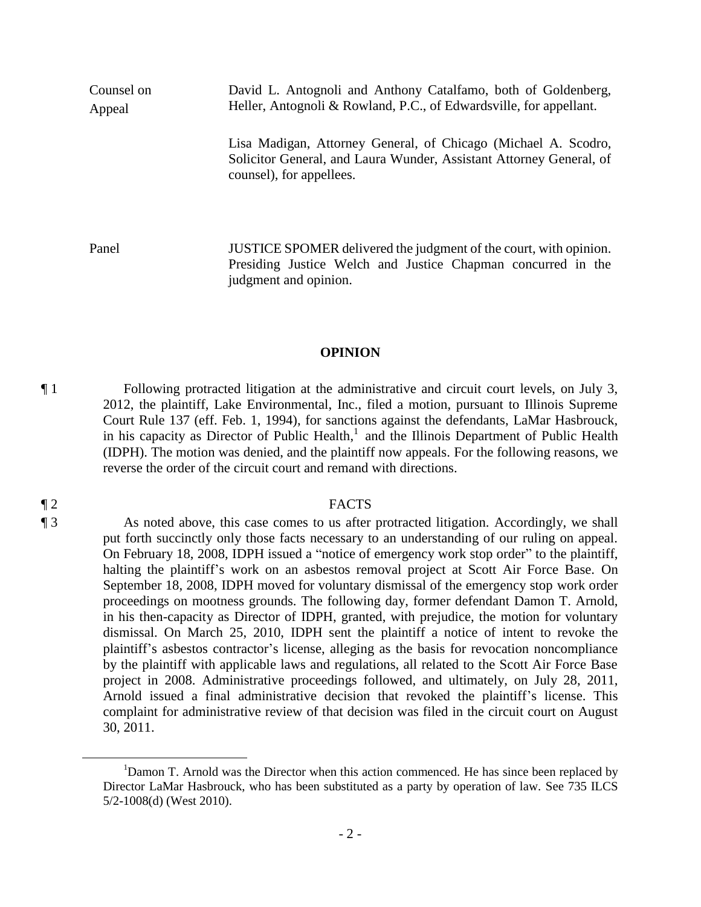| | |
|---|---|
| Counsel on Appeal | David L. Antognoli and Anthony Catalfamo, both of Goldenberg, Heller, Antognoli & Rowland, P.C., of Edwardsville, for appellant. |
| | Lisa Madigan, Attorney General, of Chicago (Michael A. Scodro, Solicitor General, and Laura Wunder, Assistant Attorney General, of counsel), for appellees. |
| Panel | JUSTICE SPOMER delivered the judgment of the court, with opinion. Presiding Justice Welch and Justice Chapman concurred in the judgment and opinion. |

## OPINION

¶ 1 Following protracted litigation at the administrative and circuit court levels, on July 3, 2012, the plaintiff, Lake Environmental, Inc., filed a motion, pursuant to Illinois Supreme Court Rule 137 (eff. Feb. 1, 1994), for sanctions against the defendants, LaMar Hasbrouck, in his capacity as Director of Public Health,[1] and the Illinois Department of Public Health (IDPH). The motion was denied, and the plaintiff now appeals. For the following reasons, we reverse the order of the circuit court and remand with directions.

¶ 2 FACTS

¶ 3 As noted above, this case comes to us after protracted litigation. Accordingly, we shall put forth succinctly only those facts necessary to an understanding of our ruling on appeal. On February 18, 2008, IDPH issued a "notice of emergency work stop order" to the plaintiff, halting the plaintiff's work on an asbestos removal project at Scott Air Force Base. On September 18, 2008, IDPH moved for voluntary dismissal of the emergency stop work order proceedings on mootness grounds. The following day, former defendant Damon T. Arnold, in his then-capacity as Director of IDPH, granted, with prejudice, the motion for voluntary dismissal. On March 25, 2010, IDPH sent the plaintiff a notice of intent to revoke the plaintiff's asbestos contractor's license, alleging as the basis for revocation noncompliance by the plaintiff with applicable laws and regulations, all related to the Scott Air Force Base project in 2008. Administrative proceedings followed, and ultimately, on July 28, 2011, Arnold issued a final administrative decision that revoked the plaintiff's license. This complaint for administrative review of that decision was filed in the circuit court on August 30, 2011.

[1]Damon T. Arnold was the Director when this action commenced. He has since been replaced by Director LaMar Hasbrouck, who has been substituted as a party by operation of law. See 735 ILCS 5/2-1008(d) (West 2010).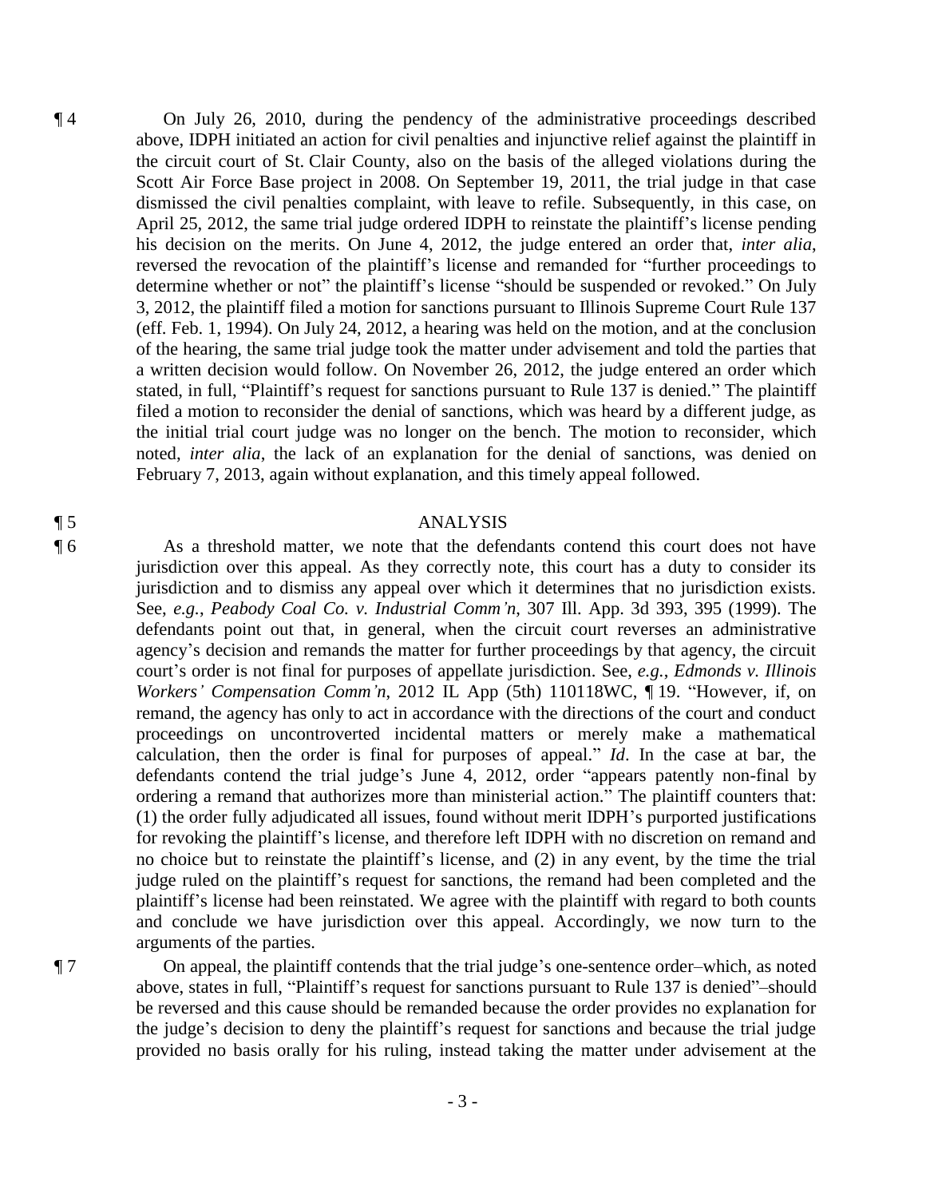¶ 4 On July 26, 2010, during the pendency of the administrative proceedings described above, IDPH initiated an action for civil penalties and injunctive relief against the plaintiff in the circuit court of St. Clair County, also on the basis of the alleged violations during the Scott Air Force Base project in 2008. On September 19, 2011, the trial judge in that case dismissed the civil penalties complaint, with leave to refile. Subsequently, in this case, on April 25, 2012, the same trial judge ordered IDPH to reinstate the plaintiff's license pending his decision on the merits. On June 4, 2012, the judge entered an order that, *inter alia*, reversed the revocation of the plaintiff's license and remanded for "further proceedings to determine whether or not" the plaintiff's license "should be suspended or revoked." On July 3, 2012, the plaintiff filed a motion for sanctions pursuant to Illinois Supreme Court Rule 137 (eff. Feb. 1, 1994). On July 24, 2012, a hearing was held on the motion, and at the conclusion of the hearing, the same trial judge took the matter under advisement and told the parties that a written decision would follow. On November 26, 2012, the judge entered an order which stated, in full, "Plaintiff's request for sanctions pursuant to Rule 137 is denied." The plaintiff filed a motion to reconsider the denial of sanctions, which was heard by a different judge, as the initial trial court judge was no longer on the bench. The motion to reconsider, which noted, *inter alia*, the lack of an explanation for the denial of sanctions, was denied on February 7, 2013, again without explanation, and this timely appeal followed.

¶ 5 ANALYSIS

¶ 6 As a threshold matter, we note that the defendants contend this court does not have jurisdiction over this appeal. As they correctly note, this court has a duty to consider its jurisdiction and to dismiss any appeal over which it determines that no jurisdiction exists. See, *e.g.*, *Peabody Coal Co. v. Industrial Comm'n*, 307 Ill. App. 3d 393, 395 (1999). The defendants point out that, in general, when the circuit court reverses an administrative agency's decision and remands the matter for further proceedings by that agency, the circuit court's order is not final for purposes of appellate jurisdiction. See, *e.g.*, *Edmonds v. Illinois Workers' Compensation Comm'n*, 2012 IL App (5th) 110118WC, ¶ 19. "However, if, on remand, the agency has only to act in accordance with the directions of the court and conduct proceedings on uncontroverted incidental matters or merely make a mathematical calculation, then the order is final for purposes of appeal." *Id*. In the case at bar, the defendants contend the trial judge's June 4, 2012, order "appears patently non-final by ordering a remand that authorizes more than ministerial action." The plaintiff counters that: (1) the order fully adjudicated all issues, found without merit IDPH's purported justifications for revoking the plaintiff's license, and therefore left IDPH with no discretion on remand and no choice but to reinstate the plaintiff's license, and (2) in any event, by the time the trial judge ruled on the plaintiff's request for sanctions, the remand had been completed and the plaintiff's license had been reinstated. We agree with the plaintiff with regard to both counts and conclude we have jurisdiction over this appeal. Accordingly, we now turn to the arguments of the parties.

¶ 7 On appeal, the plaintiff contends that the trial judge's one-sentence order–which, as noted above, states in full, "Plaintiff's request for sanctions pursuant to Rule 137 is denied"–should be reversed and this cause should be remanded because the order provides no explanation for the judge's decision to deny the plaintiff's request for sanctions and because the trial judge provided no basis orally for his ruling, instead taking the matter under advisement at the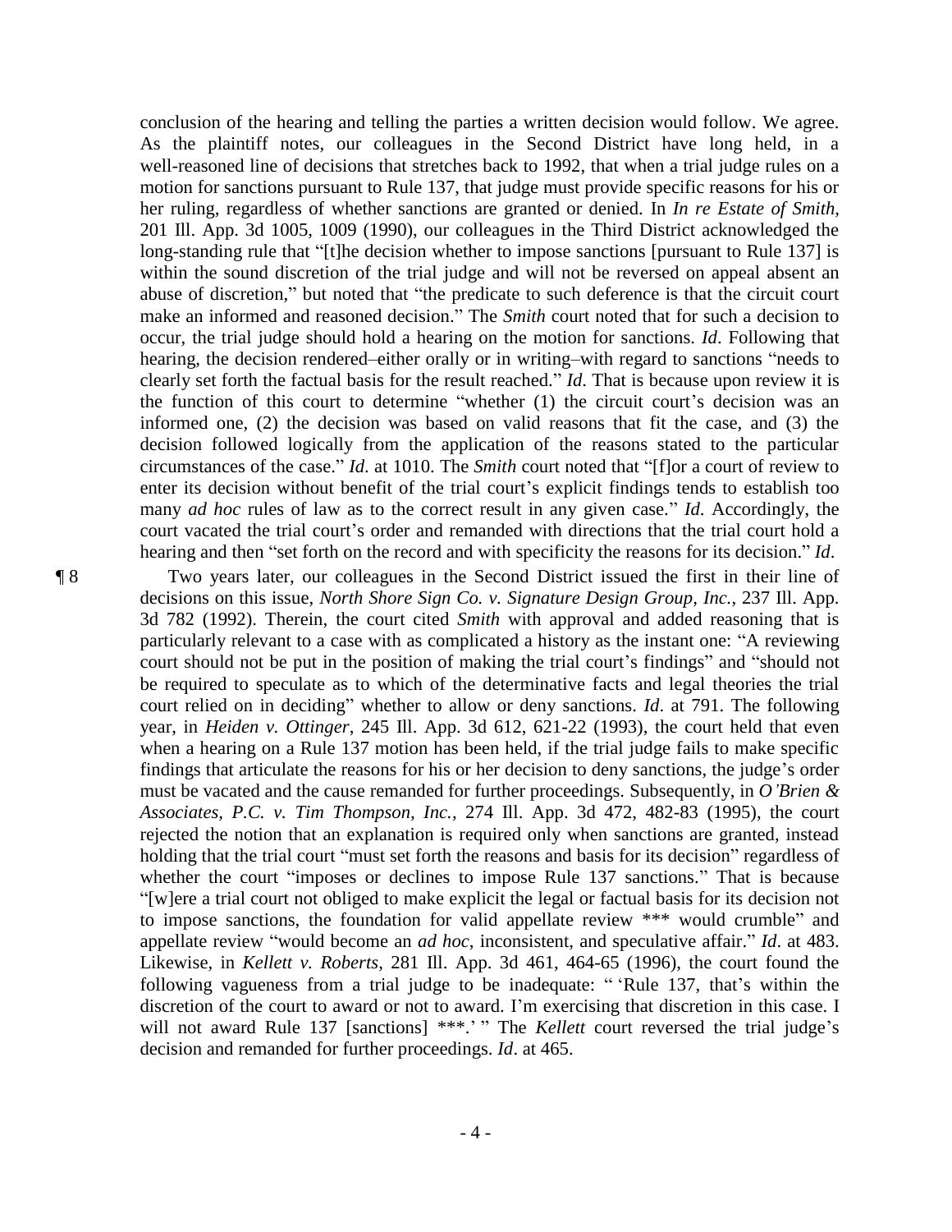conclusion of the hearing and telling the parties a written decision would follow. We agree. As the plaintiff notes, our colleagues in the Second District have long held, in a well-reasoned line of decisions that stretches back to 1992, that when a trial judge rules on a motion for sanctions pursuant to Rule 137, that judge must provide specific reasons for his or her ruling, regardless of whether sanctions are granted or denied. In *In re Estate of Smith*, 201 Ill. App. 3d 1005, 1009 (1990), our colleagues in the Third District acknowledged the long-standing rule that "[t]he decision whether to impose sanctions [pursuant to Rule 137] is within the sound discretion of the trial judge and will not be reversed on appeal absent an abuse of discretion," but noted that "the predicate to such deference is that the circuit court make an informed and reasoned decision." The *Smith* court noted that for such a decision to occur, the trial judge should hold a hearing on the motion for sanctions. *Id*. Following that hearing, the decision rendered–either orally or in writing–with regard to sanctions "needs to clearly set forth the factual basis for the result reached." *Id*. That is because upon review it is the function of this court to determine "whether (1) the circuit court's decision was an informed one, (2) the decision was based on valid reasons that fit the case, and (3) the decision followed logically from the application of the reasons stated to the particular circumstances of the case." *Id*. at 1010. The *Smith* court noted that "[f]or a court of review to enter its decision without benefit of the trial court's explicit findings tends to establish too many *ad hoc* rules of law as to the correct result in any given case." *Id*. Accordingly, the court vacated the trial court's order and remanded with directions that the trial court hold a hearing and then "set forth on the record and with specificity the reasons for its decision." *Id*.

¶ 8 Two years later, our colleagues in the Second District issued the first in their line of decisions on this issue, *North Shore Sign Co. v. Signature Design Group, Inc.*, 237 Ill. App. 3d 782 (1992). Therein, the court cited *Smith* with approval and added reasoning that is particularly relevant to a case with as complicated a history as the instant one: "A reviewing court should not be put in the position of making the trial court's findings" and "should not be required to speculate as to which of the determinative facts and legal theories the trial court relied on in deciding" whether to allow or deny sanctions. *Id*. at 791. The following year, in *Heiden v. Ottinger*, 245 Ill. App. 3d 612, 621-22 (1993), the court held that even when a hearing on a Rule 137 motion has been held, if the trial judge fails to make specific findings that articulate the reasons for his or her decision to deny sanctions, the judge's order must be vacated and the cause remanded for further proceedings. Subsequently, in *O'Brien & Associates, P.C. v. Tim Thompson, Inc.*, 274 Ill. App. 3d 472, 482-83 (1995), the court rejected the notion that an explanation is required only when sanctions are granted, instead holding that the trial court "must set forth the reasons and basis for its decision" regardless of whether the court "imposes or declines to impose Rule 137 sanctions." That is because "[w]ere a trial court not obliged to make explicit the legal or factual basis for its decision not to impose sanctions, the foundation for valid appellate review *** would crumble" and appellate review "would become an *ad hoc*, inconsistent, and speculative affair." *Id*. at 483. Likewise, in *Kellett v. Roberts*, 281 Ill. App. 3d 461, 464-65 (1996), the court found the following vagueness from a trial judge to be inadequate: " 'Rule 137, that's within the discretion of the court to award or not to award. I'm exercising that discretion in this case. I will not award Rule 137 [sanctions] ***.' " The *Kellett* court reversed the trial judge's decision and remanded for further proceedings. *Id*. at 465.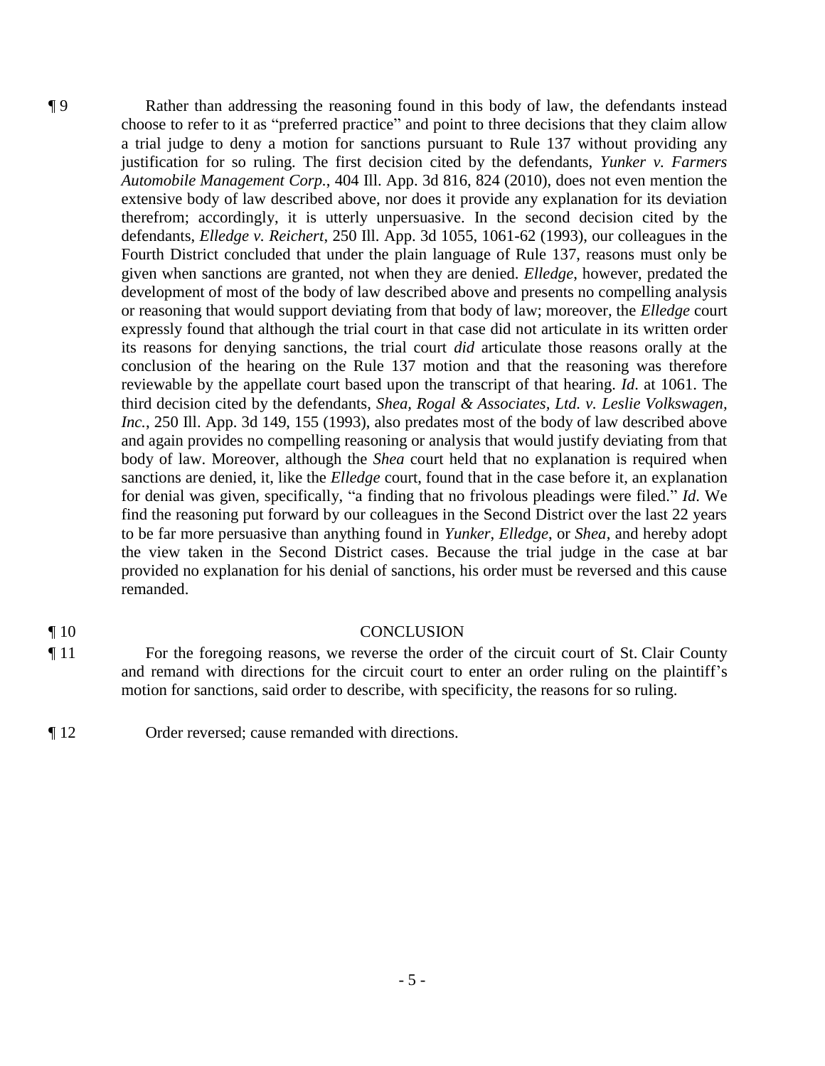¶ 9 Rather than addressing the reasoning found in this body of law, the defendants instead choose to refer to it as "preferred practice" and point to three decisions that they claim allow a trial judge to deny a motion for sanctions pursuant to Rule 137 without providing any justification for so ruling. The first decision cited by the defendants, *Yunker v. Farmers Automobile Management Corp.*, 404 Ill. App. 3d 816, 824 (2010), does not even mention the extensive body of law described above, nor does it provide any explanation for its deviation therefrom; accordingly, it is utterly unpersuasive. In the second decision cited by the defendants, *Elledge v. Reichert*, 250 Ill. App. 3d 1055, 1061-62 (1993), our colleagues in the Fourth District concluded that under the plain language of Rule 137, reasons must only be given when sanctions are granted, not when they are denied. *Elledge*, however, predated the development of most of the body of law described above and presents no compelling analysis or reasoning that would support deviating from that body of law; moreover, the *Elledge* court expressly found that although the trial court in that case did not articulate in its written order its reasons for denying sanctions, the trial court *did* articulate those reasons orally at the conclusion of the hearing on the Rule 137 motion and that the reasoning was therefore reviewable by the appellate court based upon the transcript of that hearing. *Id.* at 1061. The third decision cited by the defendants, *Shea, Rogal & Associates, Ltd. v. Leslie Volkswagen, Inc.*, 250 Ill. App. 3d 149, 155 (1993), also predates most of the body of law described above and again provides no compelling reasoning or analysis that would justify deviating from that body of law. Moreover, although the *Shea* court held that no explanation is required when sanctions are denied, it, like the *Elledge* court, found that in the case before it, an explanation for denial was given, specifically, "a finding that no frivolous pleadings were filed." *Id.* We find the reasoning put forward by our colleagues in the Second District over the last 22 years to be far more persuasive than anything found in *Yunker*, *Elledge*, or *Shea*, and hereby adopt the view taken in the Second District cases. Because the trial judge in the case at bar provided no explanation for his denial of sanctions, his order must be reversed and this cause remanded.

¶ 10 CONCLUSION

¶ 11 For the foregoing reasons, we reverse the order of the circuit court of St. Clair County and remand with directions for the circuit court to enter an order ruling on the plaintiff's motion for sanctions, said order to describe, with specificity, the reasons for so ruling.

¶ 12 Order reversed; cause remanded with directions.